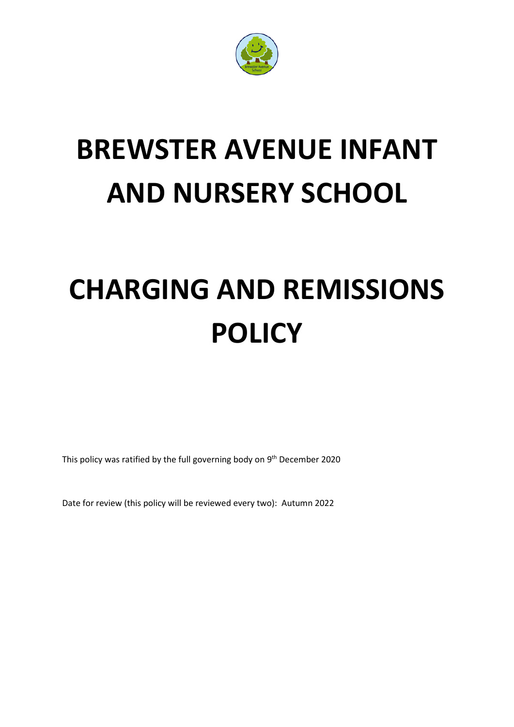# BREWSTER AVENUE INFANT AND NURSERY SCHOOL

# CHARGING AND REMISSIONS POLICY

This policy was ratified by the full governing body on 9th December 2020

Date for review (this policy will be reviewed every two): Autumn 2022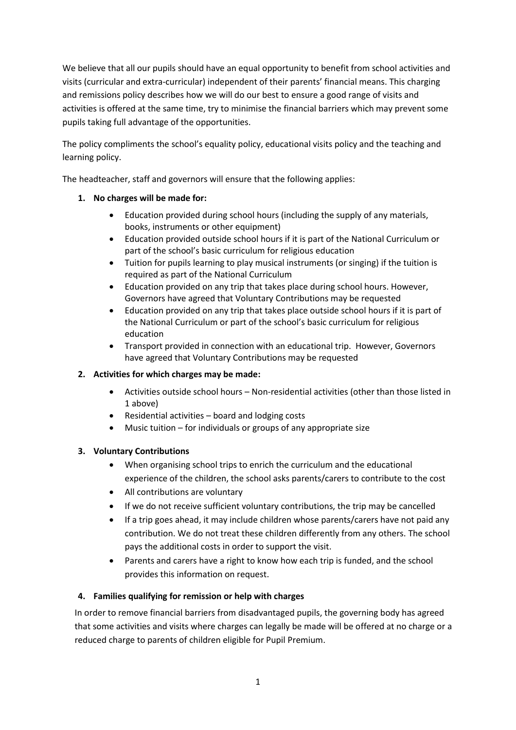We believe that all our pupils should have an equal opportunity to benefit from school activities and visits (curricular and extra-curricular) independent of their parents' financial means. This charging and remissions policy describes how we will do our best to ensure a good range of visits and activities is offered at the same time, try to minimise the financial barriers which may prevent some pupils taking full advantage of the opportunities.

The policy compliments the school's equality policy, educational visits policy and the teaching and learning policy.

The headteacher, staff and governors will ensure that the following applies:

1. **No charges will be made for:**
   - Education provided during school hours (including the supply of any materials, books, instruments or other equipment)
   - Education provided outside school hours if it is part of the National Curriculum or part of the school's basic curriculum for religious education
   - Tuition for pupils learning to play musical instruments (or singing) if the tuition is required as part of the National Curriculum
   - Education provided on any trip that takes place during school hours. However, Governors have agreed that Voluntary Contributions may be requested
   - Education provided on any trip that takes place outside school hours if it is part of the National Curriculum or part of the school's basic curriculum for religious education
   - Transport provided in connection with an educational trip. However, Governors have agreed that Voluntary Contributions may be requested

2. **Activities for which charges may be made:**
   - Activities outside school hours – Non-residential activities (other than those listed in 1 above)
   - Residential activities – board and lodging costs
   - Music tuition – for individuals or groups of any appropriate size

3. **Voluntary Contributions**
   - When organising school trips to enrich the curriculum and the educational experience of the children, the school asks parents/carers to contribute to the cost
   - All contributions are voluntary
   - If we do not receive sufficient voluntary contributions, the trip may be cancelled
   - If a trip goes ahead, it may include children whose parents/carers have not paid any contribution. We do not treat these children differently from any others. The school pays the additional costs in order to support the visit.
   - Parents and carers have a right to know how each trip is funded, and the school provides this information on request.

4. **Families qualifying for remission or help with charges**

   In order to remove financial barriers from disadvantaged pupils, the governing body has agreed that some activities and visits where charges can legally be made will be offered at no charge or a reduced charge to parents of children eligible for Pupil Premium.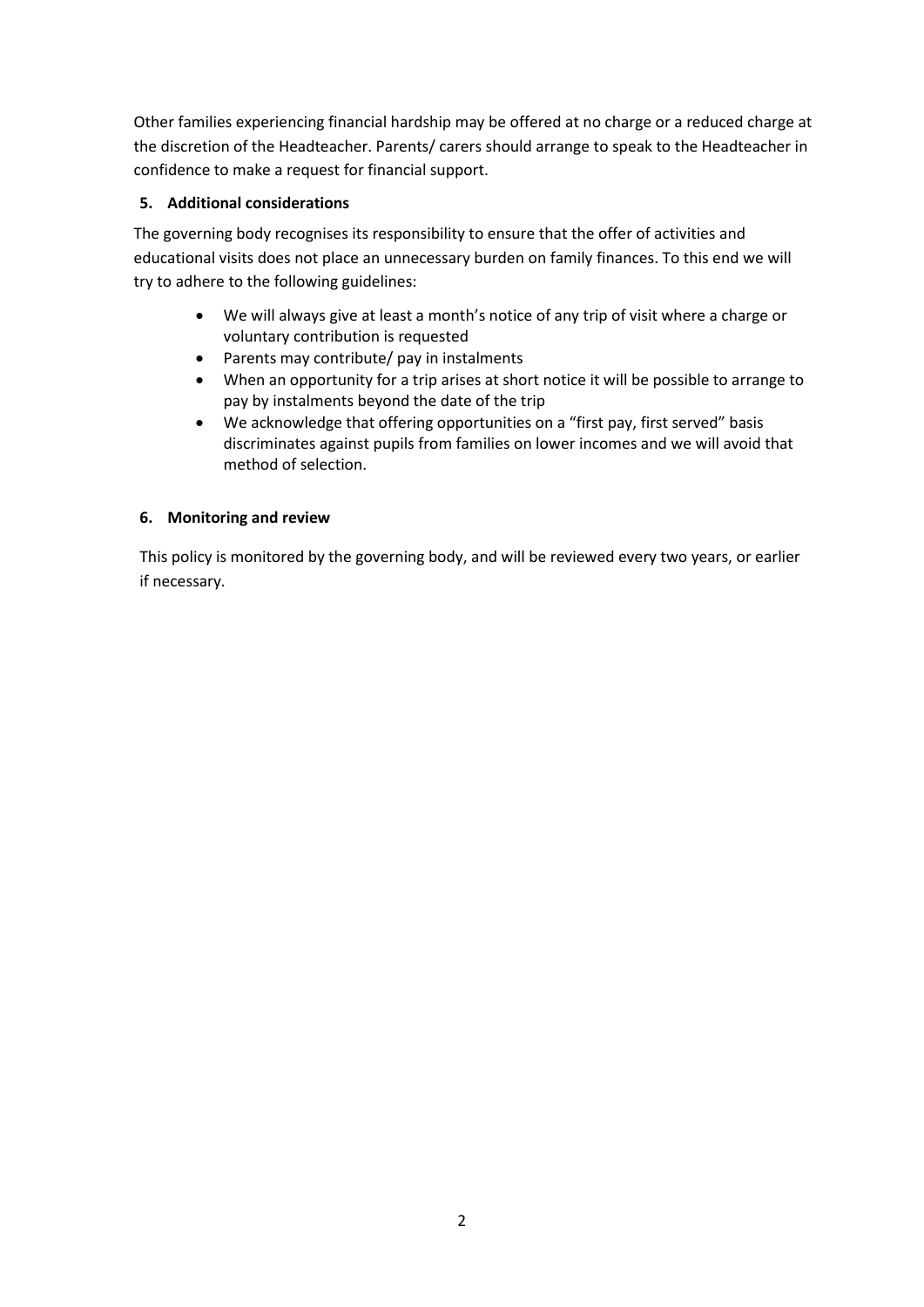Other families experiencing financial hardship may be offered at no charge or a reduced charge at the discretion of the Headteacher. Parents/ carers should arrange to speak to the Headteacher in confidence to make a request for financial support.

## 5. Additional considerations

The governing body recognises its responsibility to ensure that the offer of activities and educational visits does not place an unnecessary burden on family finances. To this end we will try to adhere to the following guidelines:

- We will always give at least a month's notice of any trip of visit where a charge or voluntary contribution is requested
- Parents may contribute/ pay in instalments
- When an opportunity for a trip arises at short notice it will be possible to arrange to pay by instalments beyond the date of the trip
- We acknowledge that offering opportunities on a "first pay, first served" basis discriminates against pupils from families on lower incomes and we will avoid that method of selection.

## 6. Monitoring and review

This policy is monitored by the governing body, and will be reviewed every two years, or earlier if necessary.